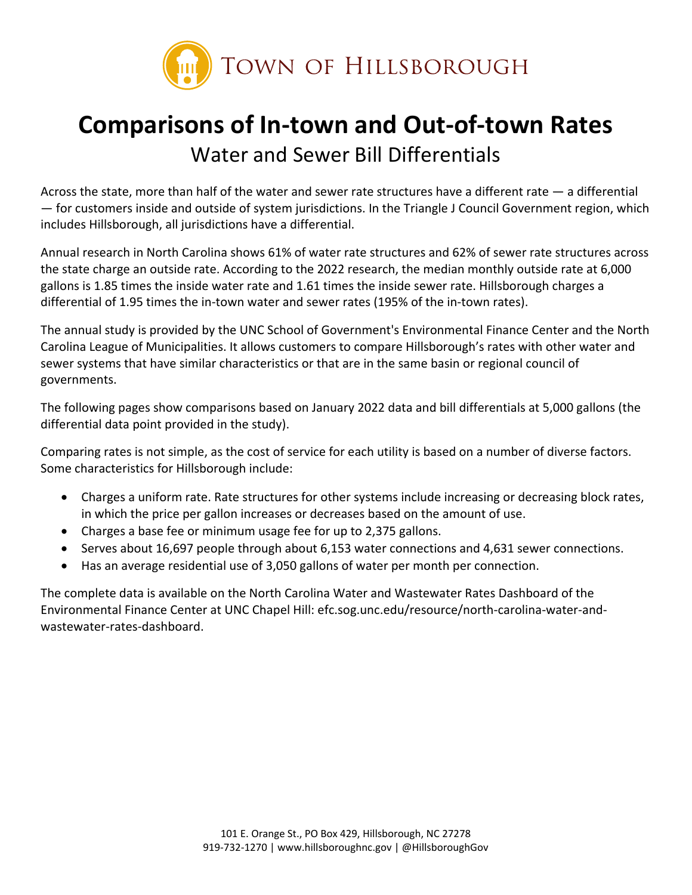Town of Hillsborough

# Comparisons of In-town and Out-of-town Rates

## Water and Sewer Bill Differentials

Across the state, more than half of the water and sewer rate structures have a different rate — a differential — for customers inside and outside of system jurisdictions. In the Triangle J Council Government region, which includes Hillsborough, all jurisdictions have a differential.

Annual research in North Carolina shows 61% of water rate structures and 62% of sewer rate structures across the state charge an outside rate. According to the 2022 research, the median monthly outside rate at 6,000 gallons is 1.85 times the inside water rate and 1.61 times the inside sewer rate. Hillsborough charges a differential of 1.95 times the in-town water and sewer rates (195% of the in-town rates).

The annual study is provided by the UNC School of Government's Environmental Finance Center and the North Carolina League of Municipalities. It allows customers to compare Hillsborough's rates with other water and sewer systems that have similar characteristics or that are in the same basin or regional council of governments.

The following pages show comparisons based on January 2022 data and bill differentials at 5,000 gallons (the differential data point provided in the study).

Comparing rates is not simple, as the cost of service for each utility is based on a number of diverse factors. Some characteristics for Hillsborough include:

- Charges a uniform rate. Rate structures for other systems include increasing or decreasing block rates, in which the price per gallon increases or decreases based on the amount of use.
- Charges a base fee or minimum usage fee for up to 2,375 gallons.
- Serves about 16,697 people through about 6,153 water connections and 4,631 sewer connections.
- Has an average residential use of 3,050 gallons of water per month per connection.

The complete data is available on the North Carolina Water and Wastewater Rates Dashboard of the Environmental Finance Center at UNC Chapel Hill: efc.sog.unc.edu/resource/north-carolina-water-and-wastewater-rates-dashboard.

101 E. Orange St., PO Box 429, Hillsborough, NC 27278
919-732-1270 | www.hillsboroughnc.gov | @HillsboroughGov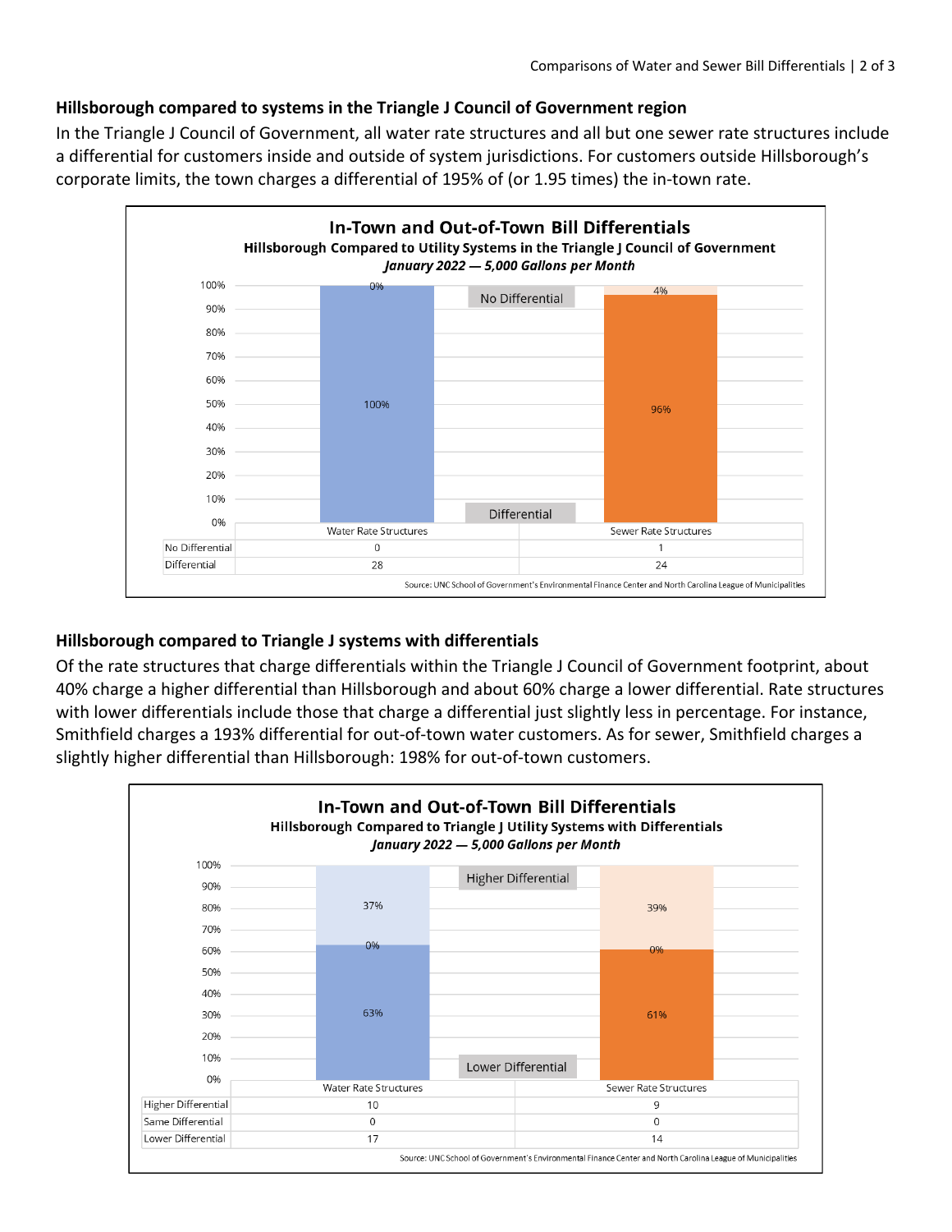### Hillsborough compared to systems in the Triangle J Council of Government region

In the Triangle J Council of Government, all water rate structures and all but one sewer rate structures include a differential for customers inside and outside of system jurisdictions. For customers outside Hillsborough's corporate limits, the town charges a differential of 195% of (or 1.95 times) the in-town rate.

**In-Town and Out-of-Town Bill Differentials**
**Hillsborough Compared to Utility Systems in the Triangle J Council of Government**
***January 2022 — 5,000 Gallons per Month***

| | Water Rate Structures | Sewer Rate Structures |
|---|---|---|
| No Differential | 0 | 1 |
| Differential | 28 | 24 |

Source: UNC School of Government's Environmental Finance Center and North Carolina League of Municipalities

### Hillsborough compared to Triangle J systems with differentials

Of the rate structures that charge differentials within the Triangle J Council of Government footprint, about 40% charge a higher differential than Hillsborough and about 60% charge a lower differential. Rate structures with lower differentials include those that charge a differential just slightly less in percentage. For instance, Smithfield charges a 193% differential for out-of-town water customers. As for sewer, Smithfield charges a slightly higher differential than Hillsborough: 198% for out-of-town customers.

**In-Town and Out-of-Town Bill Differentials**
**Hillsborough Compared to Triangle J Utility Systems with Differentials**
***January 2022 — 5,000 Gallons per Month***

| | Water Rate Structures | Sewer Rate Structures |
|---|---|---|
| Higher Differential | 10 | 9 |
| Same Differential | 0 | 0 |
| Lower Differential | 17 | 14 |

Source: UNC School of Government's Environmental Finance Center and North Carolina League of Municipalities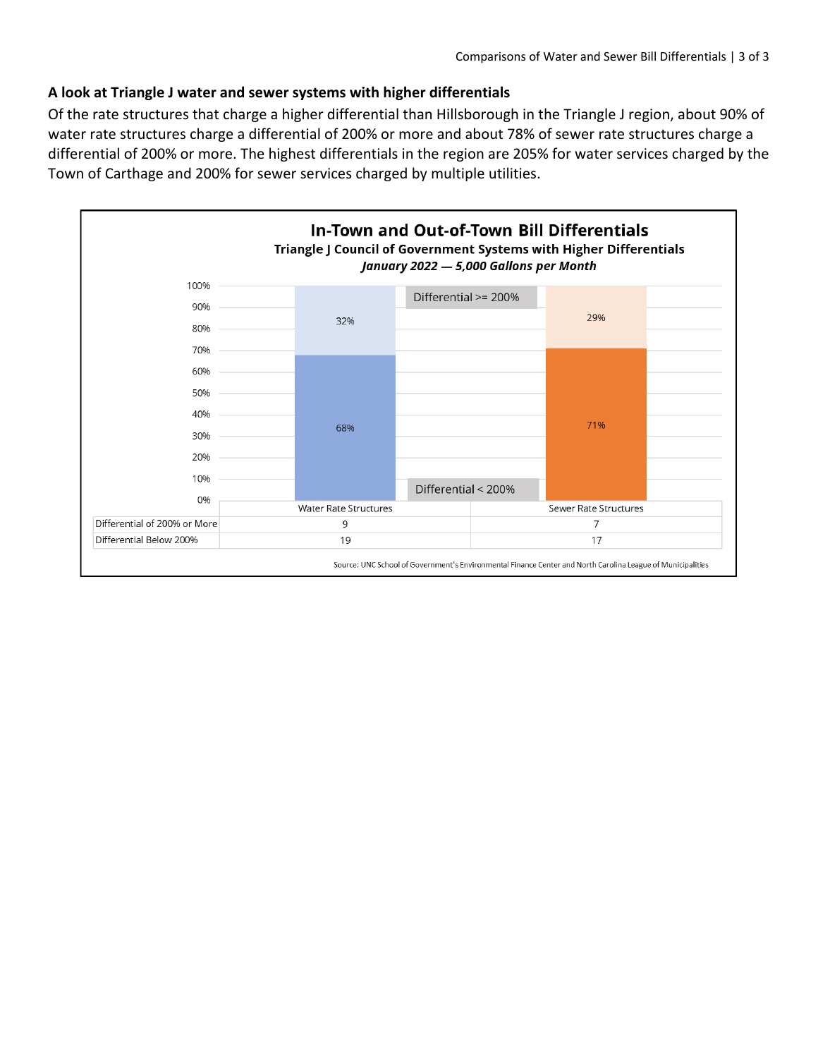### A look at Triangle J water and sewer systems with higher differentials

Of the rate structures that charge a higher differential than Hillsborough in the Triangle J region, about 90% of water rate structures charge a differential of 200% or more and about 78% of sewer rate structures charge a differential of 200% or more. The highest differentials in the region are 205% for water services charged by the Town of Carthage and 200% for sewer services charged by multiple utilities.

In-Town and Out-of-Town Bill Differentials

Triangle J Council of Government Systems with Higher Differentials

*January 2022 — 5,000 Gallons per Month*

100%
90%
80%
70%
60%
50%
40%
30%
20%
10%
0%

Differential >= 200%

Differential < 200%

32%

68%

29%

71%

| | Water Rate Structures | Sewer Rate Structures |
|---|---|---|
| Differential of 200% or More | 9 | 7 |
| Differential Below 200% | 19 | 17 |

Source: UNC School of Government's Environmental Finance Center and North Carolina League of Municipalities